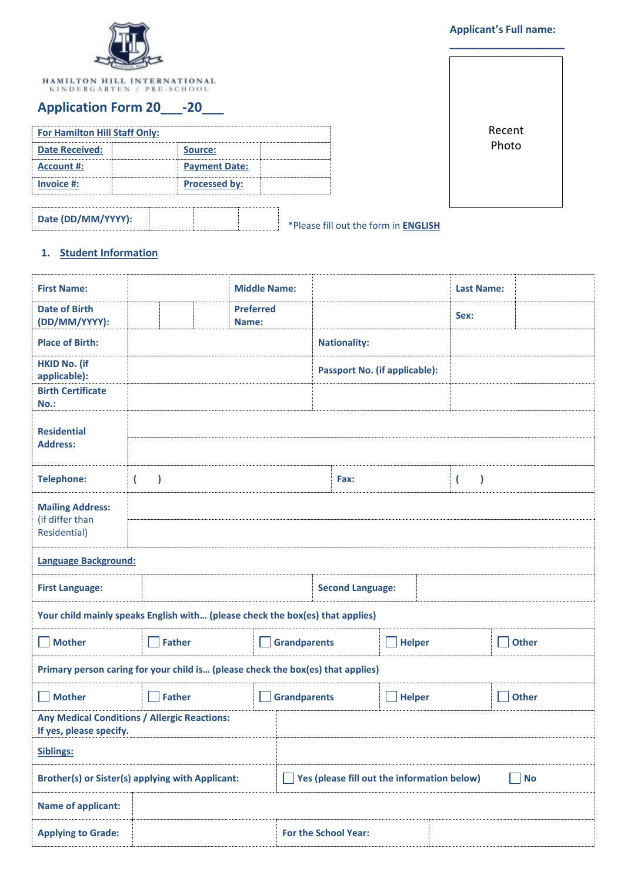HAMILTON HILL INTERNATIONAL
KINDERGARTEN / PRE-SCHOOL

**Applicant's Full name:** ____________________

Recent Photo

## Application Form 20___-20___

| For Hamilton Hill Staff Only: | | | |
|---|---|---|---|
| Date Received: | | Source: | |
| Account #: | | Payment Date: | |
| Invoice #: | | Processed by: | |

| Date (DD/MM/YYYY): | | | |
|---|---|---|---|

*Please fill out the form in **ENGLISH**

### 1. Student Information

| | | | | | |
|---|---|---|---|---|---|
| **First Name:** | | **Middle Name:** | | **Last Name:** | |
| **Date of Birth (DD/MM/YYYY):** | | **Preferred Name:** | | **Sex:** | |
| **Place of Birth:** | | | **Nationality:** | | |
| **HKID No. (if applicable):** | | | **Passport No. (if applicable):** | | |
| **Birth Certificate No.:** | | | | | |
| **Residential Address:** | | | | | |
| **Telephone:** | ( ) | | **Fax:** | ( ) | |
| **Mailing Address:** (if differ than Residential) | | | | | |

| | | | | |
|---|---|---|---|---|
| **Language Background:** | | | | |
| **First Language:** | | **Second Language:** | | |
| **Your child mainly speaks English with… (please check the box(es) that applies)** | | | | |
| ☐ **Mother** | ☐ **Father** | ☐ **Grandparents** | ☐ **Helper** | ☐ **Other** |
| **Primary person caring for your child is… (please check the box(es) that applies)** | | | | |
| ☐ **Mother** | ☐ **Father** | ☐ **Grandparents** | ☐ **Helper** | ☐ **Other** |

| | | | |
|---|---|---|---|
| **Any Medical Conditions / Allergic Reactions: If yes, please specify.** | | | |
| **Siblings:** | | | |
| **Brother(s) or Sister(s) applying with Applicant:** | ☐ **Yes (please fill out the information below)** ☐ **No** | | |
| **Name of applicant:** | | | |
| **Applying to Grade:** | | **For the School Year:** | |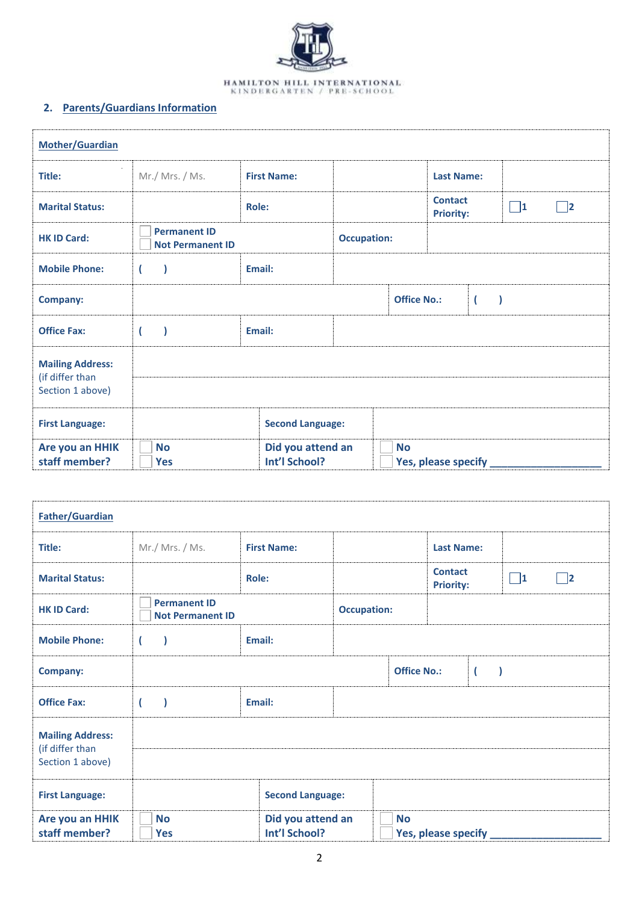HAMILTON HILL INTERNATIONAL
KINDERGARTEN / PRE-SCHOOL

## 2. Parents/Guardians Information

| **Mother/Guardian** | | | | | |
|---|---|---|---|---|---|
| **Title:** | Mr./ Mrs. / Ms. | **First Name:** | | **Last Name:** | |
| **Marital Status:** | | **Role:** | | **Contact Priority:** | ☐1 ☐2 |
| **HK ID Card:** | ☐ Permanent ID ☐ Not Permanent ID | | **Occupation:** | | |
| **Mobile Phone:** | ( ) | **Email:** | | | |
| **Company:** | | | **Office No.:** | ( ) | |
| **Office Fax:** | ( ) | **Email:** | | | |
| **Mailing Address:** (if differ than Section 1 above) | | | | | |
| **First Language:** | | **Second Language:** | | | |
| **Are you an HHIK staff member?** | ☐ No ☐ Yes | **Did you attend an Int'l School?** | ☐ No ☐ Yes, please specify ________________ | | |

| **Father/Guardian** | | | | | |
|---|---|---|---|---|---|
| **Title:** | Mr./ Mrs. / Ms. | **First Name:** | | **Last Name:** | |
| **Marital Status:** | | **Role:** | | **Contact Priority:** | ☐1 ☐2 |
| **HK ID Card:** | ☐ Permanent ID ☐ Not Permanent ID | | **Occupation:** | | |
| **Mobile Phone:** | ( ) | **Email:** | | | |
| **Company:** | | | **Office No.:** | ( ) | |
| **Office Fax:** | ( ) | **Email:** | | | |
| **Mailing Address:** (if differ than Section 1 above) | | | | | |
| **First Language:** | | **Second Language:** | | | |
| **Are you an HHIK staff member?** | ☐ No ☐ Yes | **Did you attend an Int'l School?** | ☐ No ☐ Yes, please specify ________________ | | |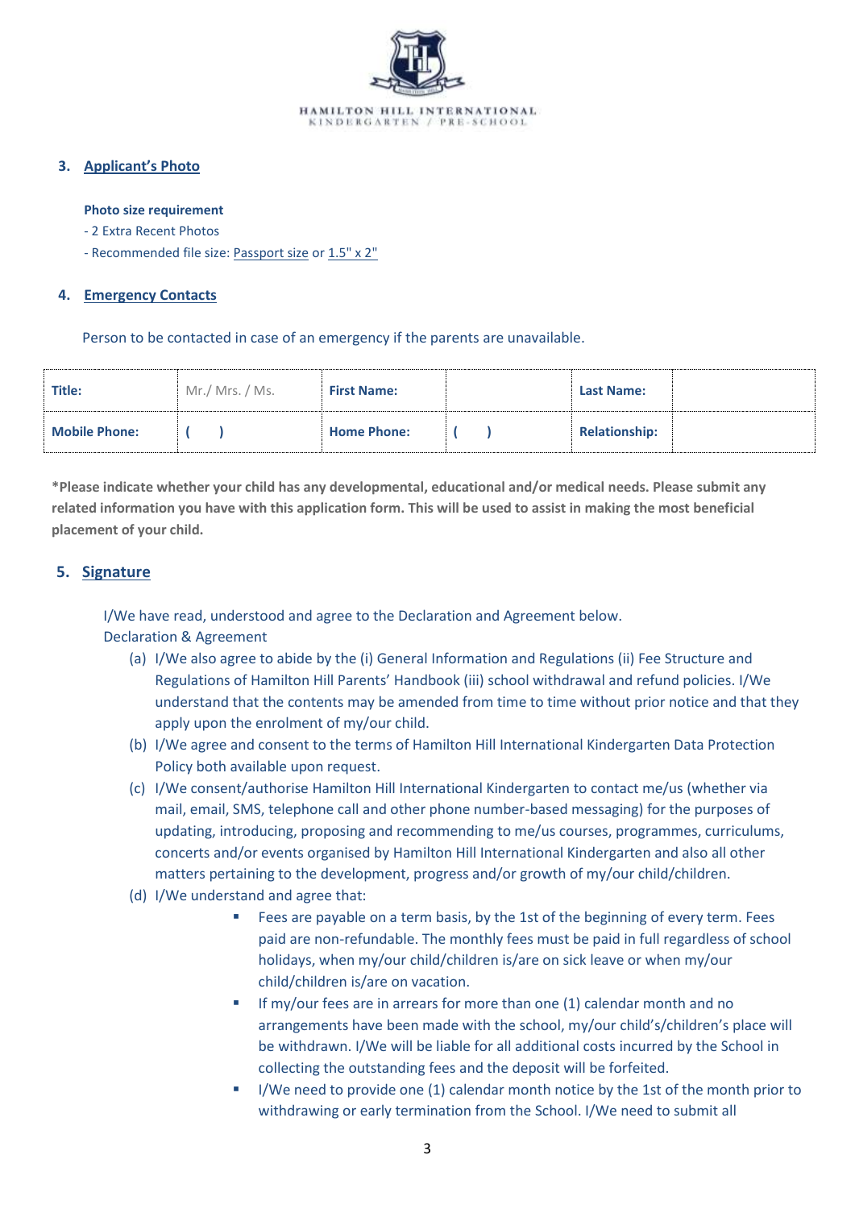HAMILTON HILL INTERNATIONAL
KINDERGARTEN / PRE-SCHOOL

## 3. Applicant's Photo

**Photo size requirement**

- 2 Extra Recent Photos
- Recommended file size: Passport size or 1.5" x 2"

## 4. Emergency Contacts

Person to be contacted in case of an emergency if the parents are unavailable.

| **Title:** | Mr./ Mrs. / Ms. | **First Name:** | | **Last Name:** | |
|---|---|---|---|---|---|
| **Mobile Phone:** | ( ) | **Home Phone:** | ( ) | **Relationship:** | |

**\*Please indicate whether your child has any developmental, educational and/or medical needs. Please submit any related information you have with this application form. This will be used to assist in making the most beneficial placement of your child.**

## 5. Signature

I/We have read, understood and agree to the Declaration and Agreement below.

Declaration & Agreement

(a) I/We also agree to abide by the (i) General Information and Regulations (ii) Fee Structure and Regulations of Hamilton Hill Parents' Handbook (iii) school withdrawal and refund policies. I/We understand that the contents may be amended from time to time without prior notice and that they apply upon the enrolment of my/our child.

(b) I/We agree and consent to the terms of Hamilton Hill International Kindergarten Data Protection Policy both available upon request.

(c) I/We consent/authorise Hamilton Hill International Kindergarten to contact me/us (whether via mail, email, SMS, telephone call and other phone number-based messaging) for the purposes of updating, introducing, proposing and recommending to me/us courses, programmes, curriculums, concerts and/or events organised by Hamilton Hill International Kindergarten and also all other matters pertaining to the development, progress and/or growth of my/our child/children.

(d) I/We understand and agree that:

- Fees are payable on a term basis, by the 1st of the beginning of every term. Fees paid are non-refundable. The monthly fees must be paid in full regardless of school holidays, when my/our child/children is/are on sick leave or when my/our child/children is/are on vacation.
- If my/our fees are in arrears for more than one (1) calendar month and no arrangements have been made with the school, my/our child's/children's place will be withdrawn. I/We will be liable for all additional costs incurred by the School in collecting the outstanding fees and the deposit will be forfeited.
- I/We need to provide one (1) calendar month notice by the 1st of the month prior to withdrawing or early termination from the School. I/We need to submit all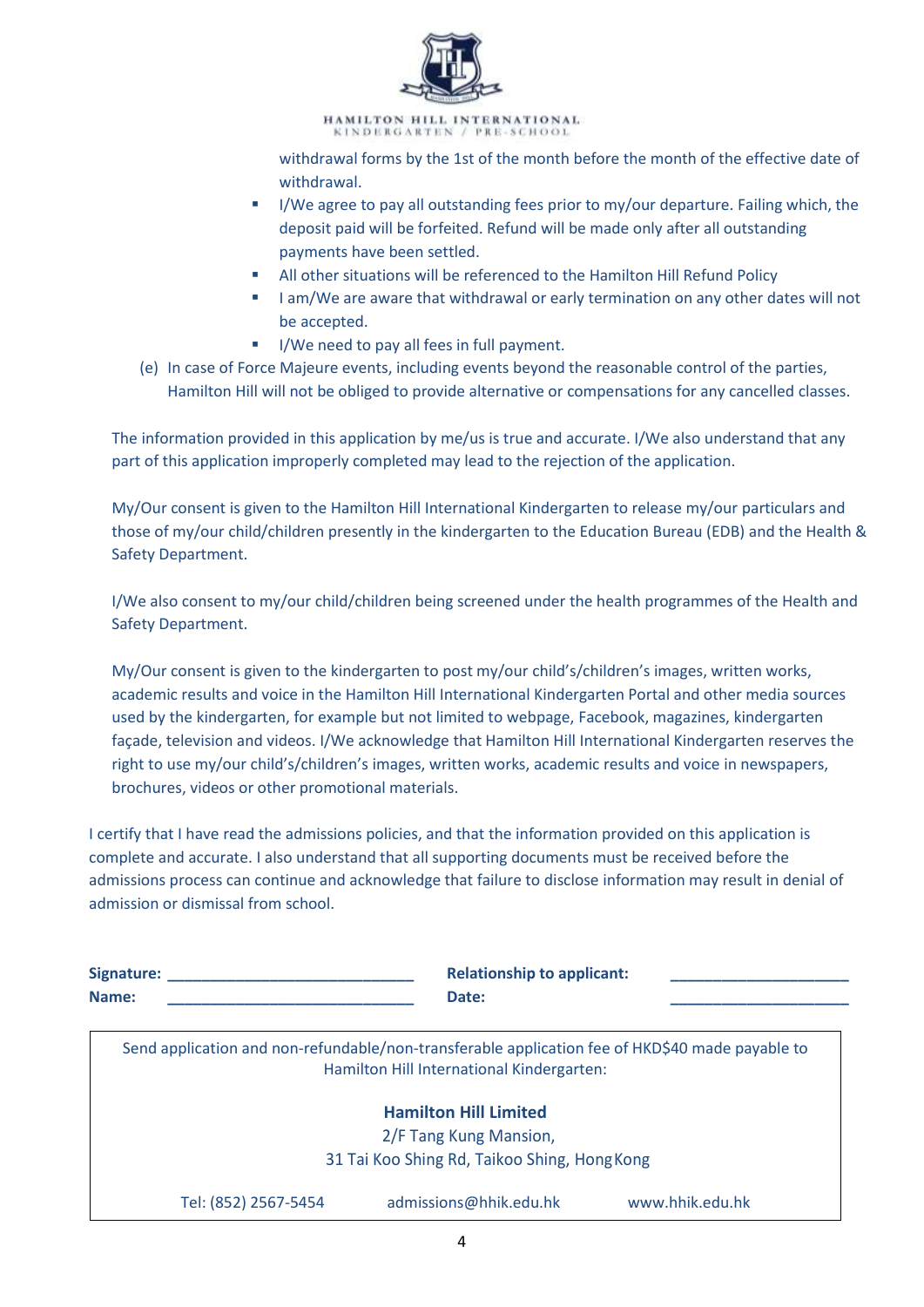withdrawal forms by the 1st of the month before the month of the effective date of withdrawal.

- I/We agree to pay all outstanding fees prior to my/our departure. Failing which, the deposit paid will be forfeited. Refund will be made only after all outstanding payments have been settled.
- All other situations will be referenced to the Hamilton Hill Refund Policy
- I am/We are aware that withdrawal or early termination on any other dates will not be accepted.
- I/We need to pay all fees in full payment.

(e) In case of Force Majeure events, including events beyond the reasonable control of the parties, Hamilton Hill will not be obliged to provide alternative or compensations for any cancelled classes.

The information provided in this application by me/us is true and accurate. I/We also understand that any part of this application improperly completed may lead to the rejection of the application.

My/Our consent is given to the Hamilton Hill International Kindergarten to release my/our particulars and those of my/our child/children presently in the kindergarten to the Education Bureau (EDB) and the Health & Safety Department.

I/We also consent to my/our child/children being screened under the health programmes of the Health and Safety Department.

My/Our consent is given to the kindergarten to post my/our child's/children's images, written works, academic results and voice in the Hamilton Hill International Kindergarten Portal and other media sources used by the kindergarten, for example but not limited to webpage, Facebook, magazines, kindergarten façade, television and videos. I/We acknowledge that Hamilton Hill International Kindergarten reserves the right to use my/our child's/children's images, written works, academic results and voice in newspapers, brochures, videos or other promotional materials.

I certify that I have read the admissions policies, and that the information provided on this application is complete and accurate. I also understand that all supporting documents must be received before the admissions process can continue and acknowledge that failure to disclose information may result in denial of admission or dismissal from school.

**Signature:** ______________________________ **Relationship to applicant:** ______________________

**Name:** ______________________________ **Date:** ______________________

Send application and non-refundable/non-transferable application fee of HKD$40 made payable to Hamilton Hill International Kindergarten:

**Hamilton Hill Limited**
2/F Tang Kung Mansion,
31 Tai Koo Shing Rd, Taikoo Shing, Hong Kong

Tel: (852) 2567-5454 admissions@hhik.edu.hk www.hhik.edu.hk